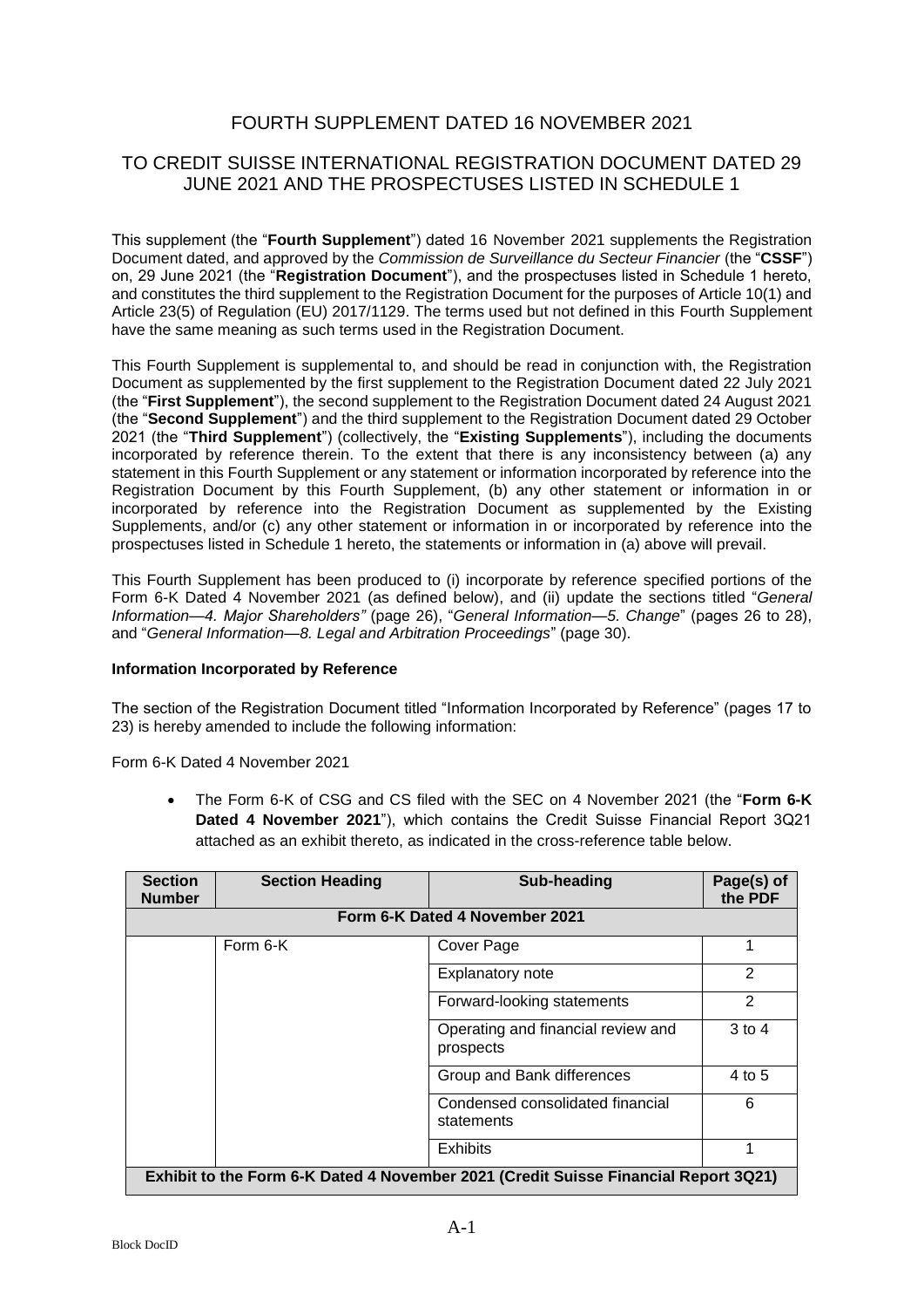# FOURTH SUPPLEMENT DATED 16 NOVEMBER 2021

## TO CREDIT SUISSE INTERNATIONAL REGISTRATION DOCUMENT DATED 29 JUNE 2021 AND THE PROSPECTUSES LISTED IN SCHEDULE 1

This supplement (the "**Fourth Supplement**") dated 16 November 2021 supplements the Registration Document dated, and approved by the *Commission de Surveillance du Secteur Financier* (the "**CSSF**") on, 29 June 2021 (the "**Registration Document**"), and the prospectuses listed in Schedule 1 hereto, and constitutes the third supplement to the Registration Document for the purposes of Article 10(1) and Article 23(5) of Regulation (EU) 2017/1129. The terms used but not defined in this Fourth Supplement have the same meaning as such terms used in the Registration Document.

This Fourth Supplement is supplemental to, and should be read in conjunction with, the Registration Document as supplemented by the first supplement to the Registration Document dated 22 July 2021 (the "**First Supplement**"), the second supplement to the Registration Document dated 24 August 2021 (the "**Second Supplement**") and the third supplement to the Registration Document dated 29 October 2021 (the "**Third Supplement**") (collectively, the "**Existing Supplements**"), including the documents incorporated by reference therein. To the extent that there is any inconsistency between (a) any statement in this Fourth Supplement or any statement or information incorporated by reference into the Registration Document by this Fourth Supplement, (b) any other statement or information in or incorporated by reference into the Registration Document as supplemented by the Existing Supplements, and/or (c) any other statement or information in or incorporated by reference into the prospectuses listed in Schedule 1 hereto, the statements or information in (a) above will prevail.

This Fourth Supplement has been produced to (i) incorporate by reference specified portions of the Form 6-K Dated 4 November 2021 (as defined below), and (ii) update the sections titled "*General Information—4. Major Shareholders"* (page 26), "*General Information—5. Change*" (pages 26 to 28), and "*General Information—8. Legal and Arbitration Proceedings*" (page 30).

**Information Incorporated by Reference**

The section of the Registration Document titled "Information Incorporated by Reference" (pages 17 to 23) is hereby amended to include the following information:

Form 6-K Dated 4 November 2021

- The Form 6-K of CSG and CS filed with the SEC on 4 November 2021 (the "**Form 6-K Dated 4 November 2021**"), which contains the Credit Suisse Financial Report 3Q21 attached as an exhibit thereto, as indicated in the cross-reference table below.

| Section Number | Section Heading | Sub-heading | Page(s) of the PDF |
|---|---|---|---|
| **Form 6-K Dated 4 November 2021** | | | |
| | Form 6-K | Cover Page | 1 |
| | | Explanatory note | 2 |
| | | Forward-looking statements | 2 |
| | | Operating and financial review and prospects | 3 to 4 |
| | | Group and Bank differences | 4 to 5 |
| | | Condensed consolidated financial statements | 6 |
| | | Exhibits | 1 |
| **Exhibit to the Form 6-K Dated 4 November 2021 (Credit Suisse Financial Report 3Q21)** | | | |

Block DocID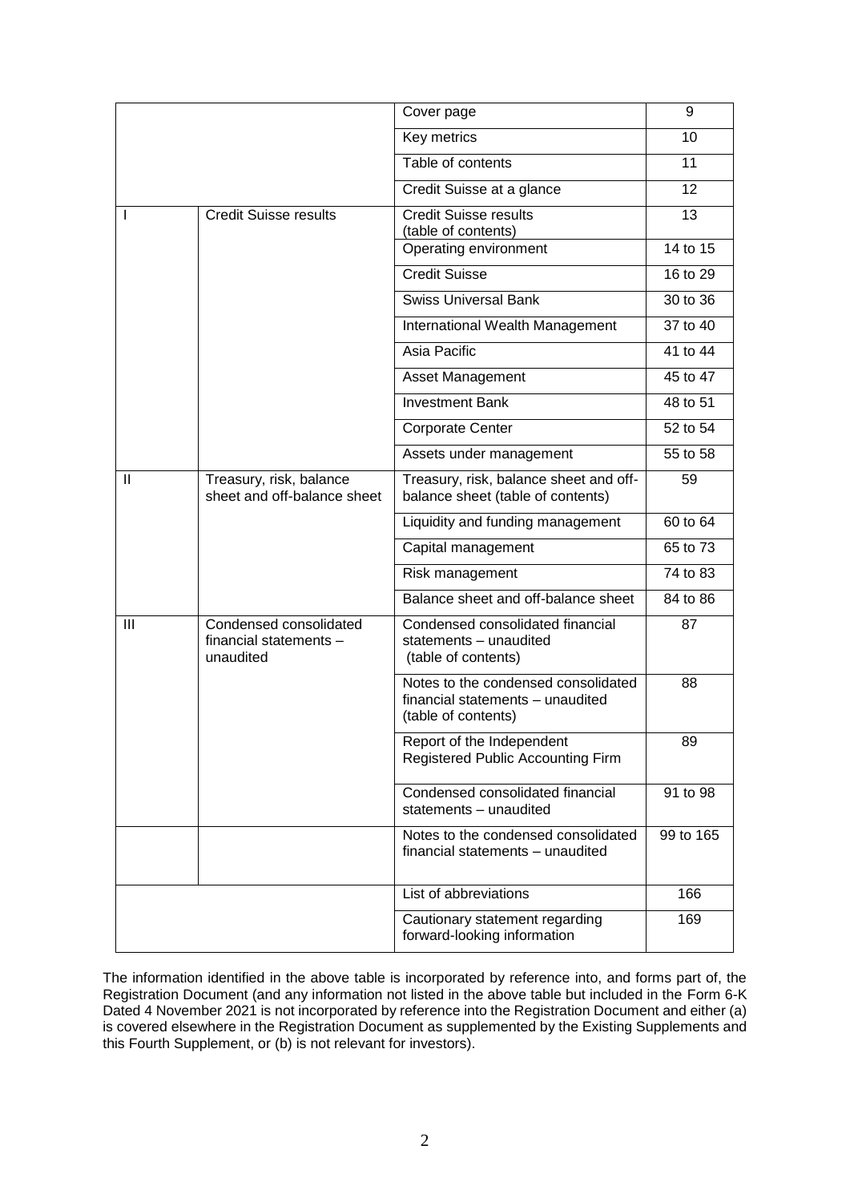| | | | |
|---|---|---|---|
| | | Cover page | 9 |
| | | Key metrics | 10 |
| | | Table of contents | 11 |
| | | Credit Suisse at a glance | 12 |
| I | Credit Suisse results | Credit Suisse results (table of contents) | 13 |
| | | Operating environment | 14 to 15 |
| | | Credit Suisse | 16 to 29 |
| | | Swiss Universal Bank | 30 to 36 |
| | | International Wealth Management | 37 to 40 |
| | | Asia Pacific | 41 to 44 |
| | | Asset Management | 45 to 47 |
| | | Investment Bank | 48 to 51 |
| | | Corporate Center | 52 to 54 |
| | | Assets under management | 55 to 58 |
| II | Treasury, risk, balance sheet and off-balance sheet | Treasury, risk, balance sheet and off-balance sheet (table of contents) | 59 |
| | | Liquidity and funding management | 60 to 64 |
| | | Capital management | 65 to 73 |
| | | Risk management | 74 to 83 |
| | | Balance sheet and off-balance sheet | 84 to 86 |
| III | Condensed consolidated financial statements – unaudited | Condensed consolidated financial statements – unaudited (table of contents) | 87 |
| | | Notes to the condensed consolidated financial statements – unaudited (table of contents) | 88 |
| | | Report of the Independent Registered Public Accounting Firm | 89 |
| | | Condensed consolidated financial statements – unaudited | 91 to 98 |
| | | Notes to the condensed consolidated financial statements – unaudited | 99 to 165 |
| | | List of abbreviations | 166 |
| | | Cautionary statement regarding forward-looking information | 169 |

The information identified in the above table is incorporated by reference into, and forms part of, the Registration Document (and any information not listed in the above table but included in the Form 6-K Dated 4 November 2021 is not incorporated by reference into the Registration Document and either (a) is covered elsewhere in the Registration Document as supplemented by the Existing Supplements and this Fourth Supplement, or (b) is not relevant for investors).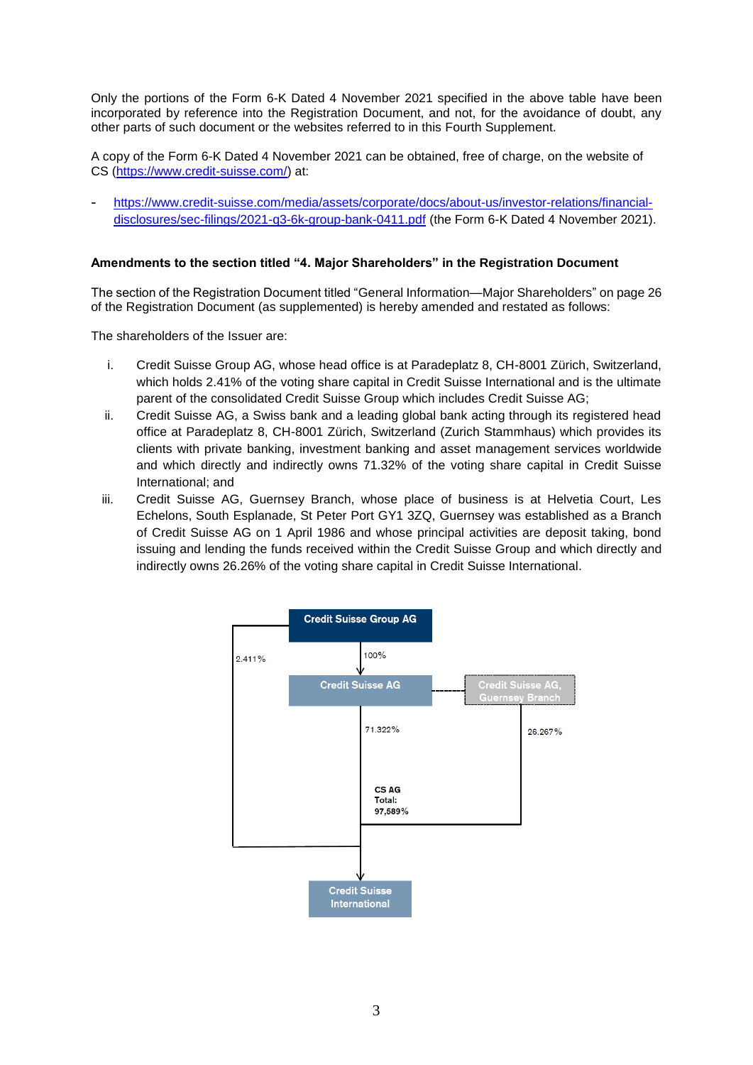Only the portions of the Form 6-K Dated 4 November 2021 specified in the above table have been incorporated by reference into the Registration Document, and not, for the avoidance of doubt, any other parts of such document or the websites referred to in this Fourth Supplement.

A copy of the Form 6-K Dated 4 November 2021 can be obtained, free of charge, on the website of CS (https://www.credit-suisse.com/) at:

- https://www.credit-suisse.com/media/assets/corporate/docs/about-us/investor-relations/financial-disclosures/sec-filings/2021-q3-6k-group-bank-0411.pdf (the Form 6-K Dated 4 November 2021).

**Amendments to the section titled "4. Major Shareholders" in the Registration Document**

The section of the Registration Document titled "General Information—Major Shareholders" on page 26 of the Registration Document (as supplemented) is hereby amended and restated as follows:

The shareholders of the Issuer are:

i. Credit Suisse Group AG, whose head office is at Paradeplatz 8, CH-8001 Zürich, Switzerland, which holds 2.41% of the voting share capital in Credit Suisse International and is the ultimate parent of the consolidated Credit Suisse Group which includes Credit Suisse AG;

ii. Credit Suisse AG, a Swiss bank and a leading global bank acting through its registered head office at Paradeplatz 8, CH-8001 Zürich, Switzerland (Zurich Stammhaus) which provides its clients with private banking, investment banking and asset management services worldwide and which directly and indirectly owns 71.32% of the voting share capital in Credit Suisse International; and

iii. Credit Suisse AG, Guernsey Branch, whose place of business is at Helvetia Court, Les Echelons, South Esplanade, St Peter Port GY1 3ZQ, Guernsey was established as a Branch of Credit Suisse AG on 1 April 1986 and whose principal activities are deposit taking, bond issuing and lending the funds received within the Credit Suisse Group and which directly and indirectly owns 26.26% of the voting share capital in Credit Suisse International.

Credit Suisse Group AG

2.411%

100%

Credit Suisse AG

Credit Suisse AG, Guernsey Branch

71.322%

26.267%

CS AG Total: 97,589%

Credit Suisse International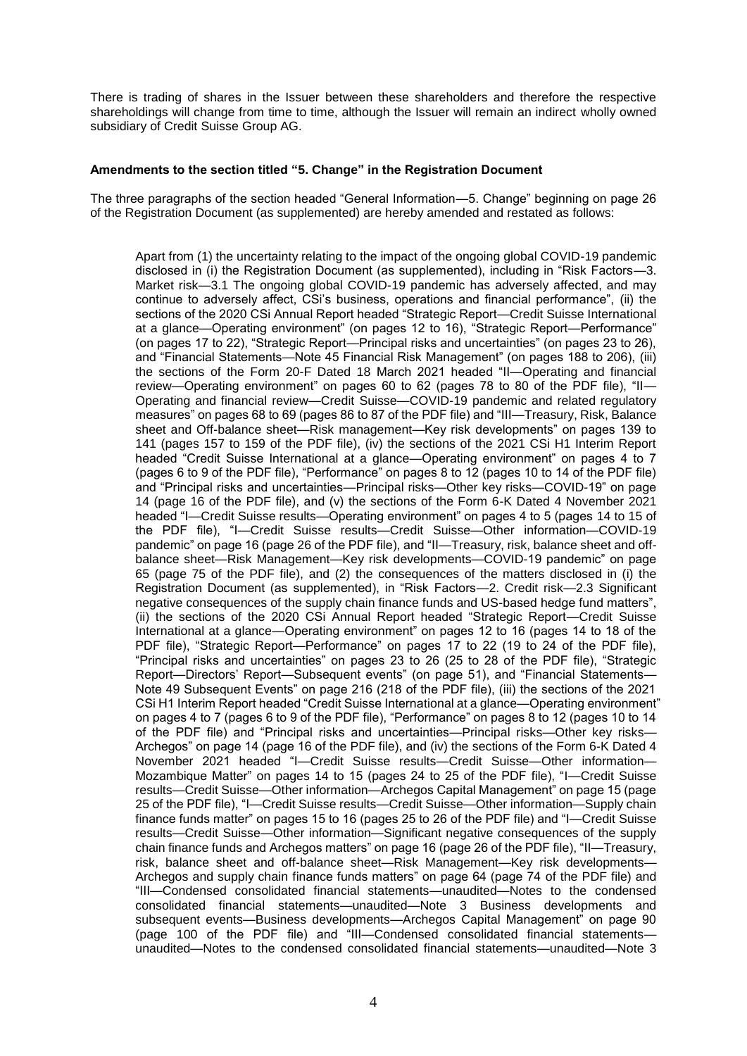There is trading of shares in the Issuer between these shareholders and therefore the respective shareholdings will change from time to time, although the Issuer will remain an indirect wholly owned subsidiary of Credit Suisse Group AG.

**Amendments to the section titled "5. Change" in the Registration Document**

The three paragraphs of the section headed "General Information—5. Change" beginning on page 26 of the Registration Document (as supplemented) are hereby amended and restated as follows:

> Apart from (1) the uncertainty relating to the impact of the ongoing global COVID-19 pandemic disclosed in (i) the Registration Document (as supplemented), including in "Risk Factors—3. Market risk—3.1 The ongoing global COVID-19 pandemic has adversely affected, and may continue to adversely affect, CSi's business, operations and financial performance", (ii) the sections of the 2020 CSi Annual Report headed "Strategic Report—Credit Suisse International at a glance—Operating environment" (on pages 12 to 16), "Strategic Report—Performance" (on pages 17 to 22), "Strategic Report—Principal risks and uncertainties" (on pages 23 to 26), and "Financial Statements—Note 45 Financial Risk Management" (on pages 188 to 206), (iii) the sections of the Form 20-F Dated 18 March 2021 headed "II—Operating and financial review—Operating environment" on pages 60 to 62 (pages 78 to 80 of the PDF file), "II—Operating and financial review—Credit Suisse—COVID-19 pandemic and related regulatory measures" on pages 68 to 69 (pages 86 to 87 of the PDF file) and "III—Treasury, Risk, Balance sheet and Off-balance sheet—Risk management—Key risk developments" on pages 139 to 141 (pages 157 to 159 of the PDF file), (iv) the sections of the 2021 CSi H1 Interim Report headed "Credit Suisse International at a glance—Operating environment" on pages 4 to 7 (pages 6 to 9 of the PDF file), "Performance" on pages 8 to 12 (pages 10 to 14 of the PDF file) and "Principal risks and uncertainties—Principal risks—Other key risks—COVID-19" on page 14 (page 16 of the PDF file), and (v) the sections of the Form 6-K Dated 4 November 2021 headed "I—Credit Suisse results—Operating environment" on pages 4 to 5 (pages 14 to 15 of the PDF file), "I—Credit Suisse results—Credit Suisse—Other information—COVID-19 pandemic" on page 16 (page 26 of the PDF file), and "II—Treasury, risk, balance sheet and off-balance sheet—Risk Management—Key risk developments—COVID-19 pandemic" on page 65 (page 75 of the PDF file), and (2) the consequences of the matters disclosed in (i) the Registration Document (as supplemented), in "Risk Factors—2. Credit risk—2.3 Significant negative consequences of the supply chain finance funds and US-based hedge fund matters", (ii) the sections of the 2020 CSi Annual Report headed "Strategic Report—Credit Suisse International at a glance—Operating environment" on pages 12 to 16 (pages 14 to 18 of the PDF file), "Strategic Report—Performance" on pages 17 to 22 (19 to 24 of the PDF file), "Principal risks and uncertainties" on pages 23 to 26 (25 to 28 of the PDF file), "Strategic Report—Directors' Report—Subsequent events" (on page 51), and "Financial Statements—Note 49 Subsequent Events" on page 216 (218 of the PDF file), (iii) the sections of the 2021 CSi H1 Interim Report headed "Credit Suisse International at a glance—Operating environment" on pages 4 to 7 (pages 6 to 9 of the PDF file), "Performance" on pages 8 to 12 (pages 10 to 14 of the PDF file) and "Principal risks and uncertainties—Principal risks—Other key risks—Archegos" on page 14 (page 16 of the PDF file), and (iv) the sections of the Form 6-K Dated 4 November 2021 headed "I—Credit Suisse results—Credit Suisse—Other information—Mozambique Matter" on pages 14 to 15 (pages 24 to 25 of the PDF file), "I—Credit Suisse results—Credit Suisse—Other information—Archegos Capital Management" on page 15 (page 25 of the PDF file), "I—Credit Suisse results—Credit Suisse—Other information—Supply chain finance funds matter" on pages 15 to 16 (pages 25 to 26 of the PDF file) and "I—Credit Suisse results—Credit Suisse—Other information—Significant negative consequences of the supply chain finance funds and Archegos matters" on page 16 (page 26 of the PDF file), "II—Treasury, risk, balance sheet and off-balance sheet—Risk Management—Key risk developments—Archegos and supply chain finance funds matters" on page 64 (page 74 of the PDF file) and "III—Condensed consolidated financial statements—unaudited—Notes to the condensed consolidated financial statements—unaudited—Note 3 Business developments and subsequent events—Business developments—Archegos Capital Management" on page 90 (page 100 of the PDF file) and "III—Condensed consolidated financial statements—unaudited—Notes to the condensed consolidated financial statements—unaudited—Note 3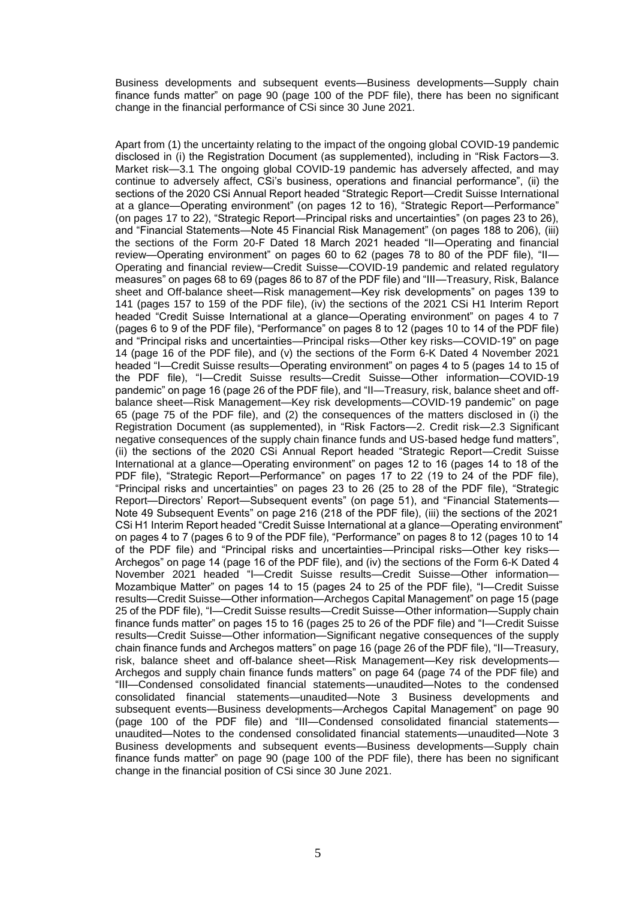Business developments and subsequent events—Business developments—Supply chain finance funds matter" on page 90 (page 100 of the PDF file), there has been no significant change in the financial performance of CSi since 30 June 2021.

Apart from (1) the uncertainty relating to the impact of the ongoing global COVID-19 pandemic disclosed in (i) the Registration Document (as supplemented), including in "Risk Factors—3. Market risk—3.1 The ongoing global COVID-19 pandemic has adversely affected, and may continue to adversely affect, CSi's business, operations and financial performance", (ii) the sections of the 2020 CSi Annual Report headed "Strategic Report—Credit Suisse International at a glance—Operating environment" (on pages 12 to 16), "Strategic Report—Performance" (on pages 17 to 22), "Strategic Report—Principal risks and uncertainties" (on pages 23 to 26), and "Financial Statements—Note 45 Financial Risk Management" (on pages 188 to 206), (iii) the sections of the Form 20-F Dated 18 March 2021 headed "II—Operating and financial review—Operating environment" on pages 60 to 62 (pages 78 to 80 of the PDF file), "II—Operating and financial review—Credit Suisse—COVID-19 pandemic and related regulatory measures" on pages 68 to 69 (pages 86 to 87 of the PDF file) and "III—Treasury, Risk, Balance sheet and Off-balance sheet—Risk management—Key risk developments" on pages 139 to 141 (pages 157 to 159 of the PDF file), (iv) the sections of the 2021 CSi H1 Interim Report headed "Credit Suisse International at a glance—Operating environment" on pages 4 to 7 (pages 6 to 9 of the PDF file), "Performance" on pages 8 to 12 (pages 10 to 14 of the PDF file) and "Principal risks and uncertainties—Principal risks—Other key risks—COVID-19" on page 14 (page 16 of the PDF file), and (v) the sections of the Form 6-K Dated 4 November 2021 headed "I—Credit Suisse results—Operating environment" on pages 4 to 5 (pages 14 to 15 of the PDF file), "I—Credit Suisse results—Credit Suisse—Other information—COVID-19 pandemic" on page 16 (page 26 of the PDF file), and "II—Treasury, risk, balance sheet and off-balance sheet—Risk Management—Key risk developments—COVID-19 pandemic" on page 65 (page 75 of the PDF file), and (2) the consequences of the matters disclosed in (i) the Registration Document (as supplemented), in "Risk Factors—2. Credit risk—2.3 Significant negative consequences of the supply chain finance funds and US-based hedge fund matters", (ii) the sections of the 2020 CSi Annual Report headed "Strategic Report—Credit Suisse International at a glance—Operating environment" on pages 12 to 16 (pages 14 to 18 of the PDF file), "Strategic Report—Performance" on pages 17 to 22 (19 to 24 of the PDF file), "Principal risks and uncertainties" on pages 23 to 26 (25 to 28 of the PDF file), "Strategic Report—Directors' Report—Subsequent events" (on page 51), and "Financial Statements—Note 49 Subsequent Events" on page 216 (218 of the PDF file), (iii) the sections of the 2021 CSi H1 Interim Report headed "Credit Suisse International at a glance—Operating environment" on pages 4 to 7 (pages 6 to 9 of the PDF file), "Performance" on pages 8 to 12 (pages 10 to 14 of the PDF file) and "Principal risks and uncertainties—Principal risks—Other key risks—Archegos" on page 14 (page 16 of the PDF file), and (iv) the sections of the Form 6-K Dated 4 November 2021 headed "I—Credit Suisse results—Credit Suisse—Other information—Mozambique Matter" on pages 14 to 15 (pages 24 to 25 of the PDF file), "I—Credit Suisse results—Credit Suisse—Other information—Archegos Capital Management" on page 15 (page 25 of the PDF file), "I—Credit Suisse results—Credit Suisse—Other information—Supply chain finance funds matter" on pages 15 to 16 (pages 25 to 26 of the PDF file) and "I—Credit Suisse results—Credit Suisse—Other information—Significant negative consequences of the supply chain finance funds and Archegos matters" on page 16 (page 26 of the PDF file), "II—Treasury, risk, balance sheet and off-balance sheet—Risk Management—Key risk developments—Archegos and supply chain finance funds matters" on page 64 (page 74 of the PDF file) and "III—Condensed consolidated financial statements—unaudited—Notes to the condensed consolidated financial statements—unaudited—Note 3 Business developments and subsequent events—Business developments—Archegos Capital Management" on page 90 (page 100 of the PDF file) and "III—Condensed consolidated financial statements—unaudited—Notes to the condensed consolidated financial statements—unaudited—Note 3 Business developments and subsequent events—Business developments—Supply chain finance funds matter" on page 90 (page 100 of the PDF file), there has been no significant change in the financial position of CSi since 30 June 2021.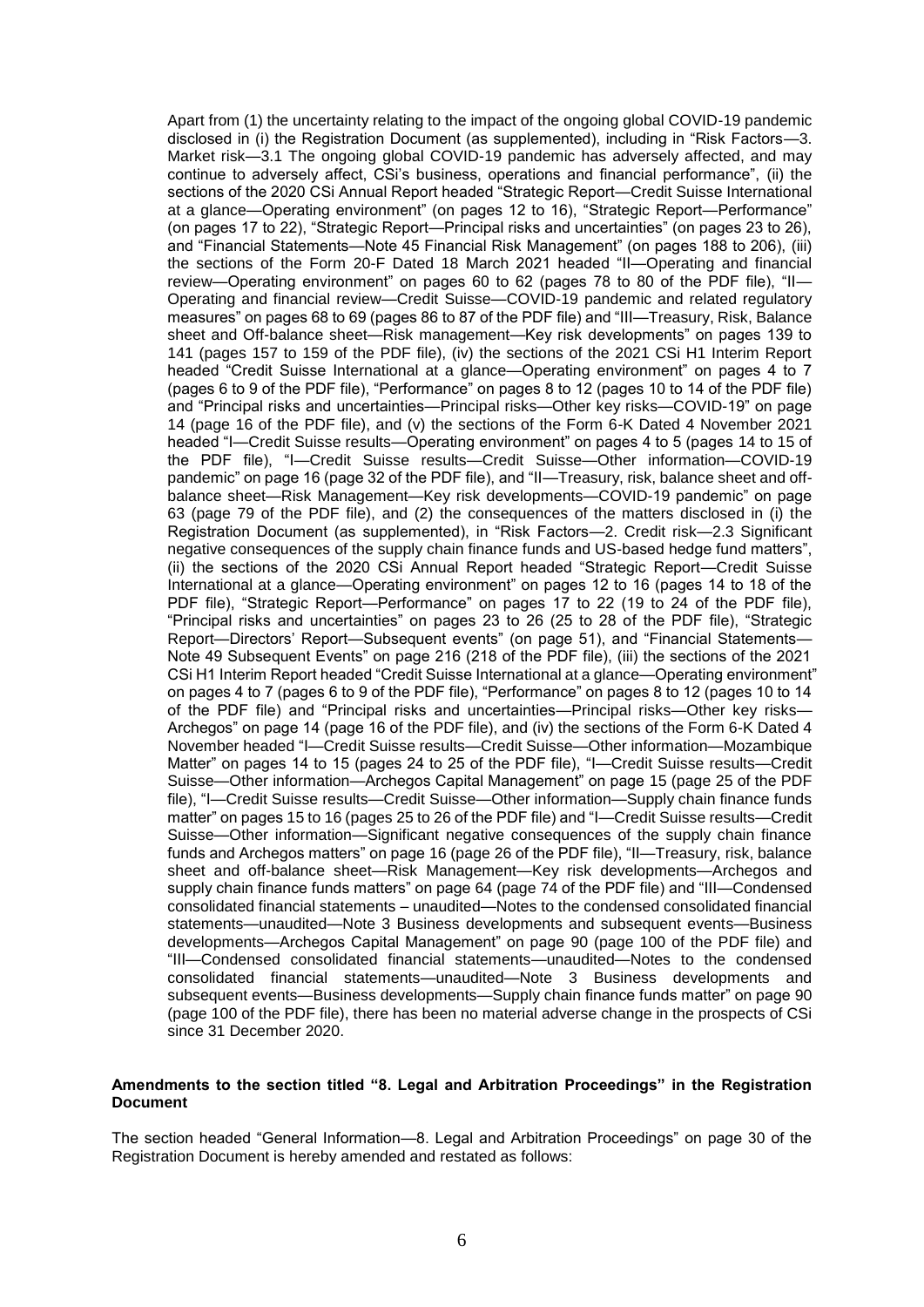Apart from (1) the uncertainty relating to the impact of the ongoing global COVID-19 pandemic disclosed in (i) the Registration Document (as supplemented), including in "Risk Factors—3. Market risk—3.1 The ongoing global COVID-19 pandemic has adversely affected, and may continue to adversely affect, CSi's business, operations and financial performance", (ii) the sections of the 2020 CSi Annual Report headed "Strategic Report—Credit Suisse International at a glance—Operating environment" (on pages 12 to 16), "Strategic Report—Performance" (on pages 17 to 22), "Strategic Report—Principal risks and uncertainties" (on pages 23 to 26), and "Financial Statements—Note 45 Financial Risk Management" (on pages 188 to 206), (iii) the sections of the Form 20-F Dated 18 March 2021 headed "II—Operating and financial review—Operating environment" on pages 60 to 62 (pages 78 to 80 of the PDF file), "II—Operating and financial review—Credit Suisse—COVID-19 pandemic and related regulatory measures" on pages 68 to 69 (pages 86 to 87 of the PDF file) and "III—Treasury, Risk, Balance sheet and Off-balance sheet—Risk management—Key risk developments" on pages 139 to 141 (pages 157 to 159 of the PDF file), (iv) the sections of the 2021 CSi H1 Interim Report headed "Credit Suisse International at a glance—Operating environment" on pages 4 to 7 (pages 6 to 9 of the PDF file), "Performance" on pages 8 to 12 (pages 10 to 14 of the PDF file) and "Principal risks and uncertainties—Principal risks—Other key risks—COVID-19" on page 14 (page 16 of the PDF file), and (v) the sections of the Form 6-K Dated 4 November 2021 headed "I—Credit Suisse results—Operating environment" on pages 4 to 5 (pages 14 to 15 of the PDF file), "I—Credit Suisse results—Credit Suisse—Other information—COVID-19 pandemic" on page 16 (page 32 of the PDF file), and "II—Treasury, risk, balance sheet and off-balance sheet—Risk Management—Key risk developments—COVID-19 pandemic" on page 63 (page 79 of the PDF file), and (2) the consequences of the matters disclosed in (i) the Registration Document (as supplemented), in "Risk Factors—2. Credit risk—2.3 Significant negative consequences of the supply chain finance funds and US-based hedge fund matters", (ii) the sections of the 2020 CSi Annual Report headed "Strategic Report—Credit Suisse International at a glance—Operating environment" on pages 12 to 16 (pages 14 to 18 of the PDF file), "Strategic Report—Performance" on pages 17 to 22 (19 to 24 of the PDF file), "Principal risks and uncertainties" on pages 23 to 26 (25 to 28 of the PDF file), "Strategic Report—Directors' Report—Subsequent events" (on page 51), and "Financial Statements—Note 49 Subsequent Events" on page 216 (218 of the PDF file), (iii) the sections of the 2021 CSi H1 Interim Report headed "Credit Suisse International at a glance—Operating environment" on pages 4 to 7 (pages 6 to 9 of the PDF file), "Performance" on pages 8 to 12 (pages 10 to 14 of the PDF file) and "Principal risks and uncertainties—Principal risks—Other key risks—Archegos" on page 14 (page 16 of the PDF file), and (iv) the sections of the Form 6-K Dated 4 November headed "I—Credit Suisse results—Credit Suisse—Other information—Mozambique Matter" on pages 14 to 15 (pages 24 to 25 of the PDF file), "I—Credit Suisse results—Credit Suisse—Other information—Archegos Capital Management" on page 15 (page 25 of the PDF file), "I—Credit Suisse results—Credit Suisse—Other information—Supply chain finance funds matter" on pages 15 to 16 (pages 25 to 26 of the PDF file) and "I—Credit Suisse results—Credit Suisse—Other information—Significant negative consequences of the supply chain finance funds and Archegos matters" on page 16 (page 26 of the PDF file), "II—Treasury, risk, balance sheet and off-balance sheet—Risk Management—Key risk developments—Archegos and supply chain finance funds matters" on page 64 (page 74 of the PDF file) and "III—Condensed consolidated financial statements – unaudited—Notes to the condensed consolidated financial statements—unaudited—Note 3 Business developments and subsequent events—Business developments—Archegos Capital Management" on page 90 (page 100 of the PDF file) and "III—Condensed consolidated financial statements—unaudited—Notes to the condensed consolidated financial statements—unaudited—Note 3 Business developments and subsequent events—Business developments—Supply chain finance funds matter" on page 90 (page 100 of the PDF file), there has been no material adverse change in the prospects of CSi since 31 December 2020.

**Amendments to the section titled "8. Legal and Arbitration Proceedings" in the Registration Document**

The section headed "General Information—8. Legal and Arbitration Proceedings" on page 30 of the Registration Document is hereby amended and restated as follows: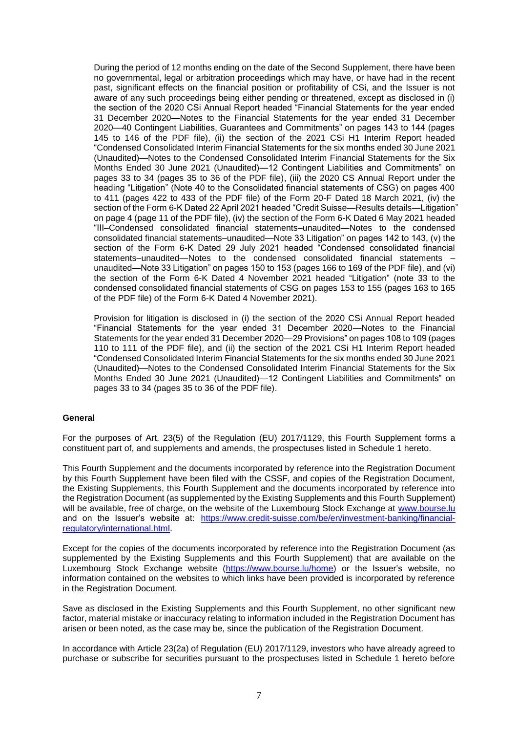During the period of 12 months ending on the date of the Second Supplement, there have been no governmental, legal or arbitration proceedings which may have, or have had in the recent past, significant effects on the financial position or profitability of CSi, and the Issuer is not aware of any such proceedings being either pending or threatened, except as disclosed in (i) the section of the 2020 CSi Annual Report headed "Financial Statements for the year ended 31 December 2020—Notes to the Financial Statements for the year ended 31 December 2020—40 Contingent Liabilities, Guarantees and Commitments" on pages 143 to 144 (pages 145 to 146 of the PDF file), (ii) the section of the 2021 CSi H1 Interim Report headed "Condensed Consolidated Interim Financial Statements for the six months ended 30 June 2021 (Unaudited)—Notes to the Condensed Consolidated Interim Financial Statements for the Six Months Ended 30 June 2021 (Unaudited)—12 Contingent Liabilities and Commitments" on pages 33 to 34 (pages 35 to 36 of the PDF file), (iii) the 2020 CS Annual Report under the heading "Litigation" (Note 40 to the Consolidated financial statements of CSG) on pages 400 to 411 (pages 422 to 433 of the PDF file) of the Form 20-F Dated 18 March 2021, (iv) the section of the Form 6-K Dated 22 April 2021 headed "Credit Suisse—Results details—Litigation" on page 4 (page 11 of the PDF file), (iv) the section of the Form 6-K Dated 6 May 2021 headed "III–Condensed consolidated financial statements–unaudited—Notes to the condensed consolidated financial statements–unaudited—Note 33 Litigation" on pages 142 to 143, (v) the section of the Form 6-K Dated 29 July 2021 headed "Condensed consolidated financial statements–unaudited—Notes to the condensed consolidated financial statements – unaudited—Note 33 Litigation" on pages 150 to 153 (pages 166 to 169 of the PDF file), and (vi) the section of the Form 6-K Dated 4 November 2021 headed "Litigation" (note 33 to the condensed consolidated financial statements of CSG on pages 153 to 155 (pages 163 to 165 of the PDF file) of the Form 6-K Dated 4 November 2021).

Provision for litigation is disclosed in (i) the section of the 2020 CSi Annual Report headed "Financial Statements for the year ended 31 December 2020—Notes to the Financial Statements for the year ended 31 December 2020—29 Provisions" on pages 108 to 109 (pages 110 to 111 of the PDF file), and (ii) the section of the 2021 CSi H1 Interim Report headed "Condensed Consolidated Interim Financial Statements for the six months ended 30 June 2021 (Unaudited)—Notes to the Condensed Consolidated Interim Financial Statements for the Six Months Ended 30 June 2021 (Unaudited)—12 Contingent Liabilities and Commitments" on pages 33 to 34 (pages 35 to 36 of the PDF file).

**General**

For the purposes of Art. 23(5) of the Regulation (EU) 2017/1129, this Fourth Supplement forms a constituent part of, and supplements and amends, the prospectuses listed in Schedule 1 hereto.

This Fourth Supplement and the documents incorporated by reference into the Registration Document by this Fourth Supplement have been filed with the CSSF, and copies of the Registration Document, the Existing Supplements, this Fourth Supplement and the documents incorporated by reference into the Registration Document (as supplemented by the Existing Supplements and this Fourth Supplement) will be available, free of charge, on the website of the Luxembourg Stock Exchange at www.bourse.lu and on the Issuer's website at: https://www.credit-suisse.com/be/en/investment-banking/financial-regulatory/international.html.

Except for the copies of the documents incorporated by reference into the Registration Document (as supplemented by the Existing Supplements and this Fourth Supplement) that are available on the Luxembourg Stock Exchange website (https://www.bourse.lu/home) or the Issuer's website, no information contained on the websites to which links have been provided is incorporated by reference in the Registration Document.

Save as disclosed in the Existing Supplements and this Fourth Supplement, no other significant new factor, material mistake or inaccuracy relating to information included in the Registration Document has arisen or been noted, as the case may be, since the publication of the Registration Document.

In accordance with Article 23(2a) of Regulation (EU) 2017/1129, investors who have already agreed to purchase or subscribe for securities pursuant to the prospectuses listed in Schedule 1 hereto before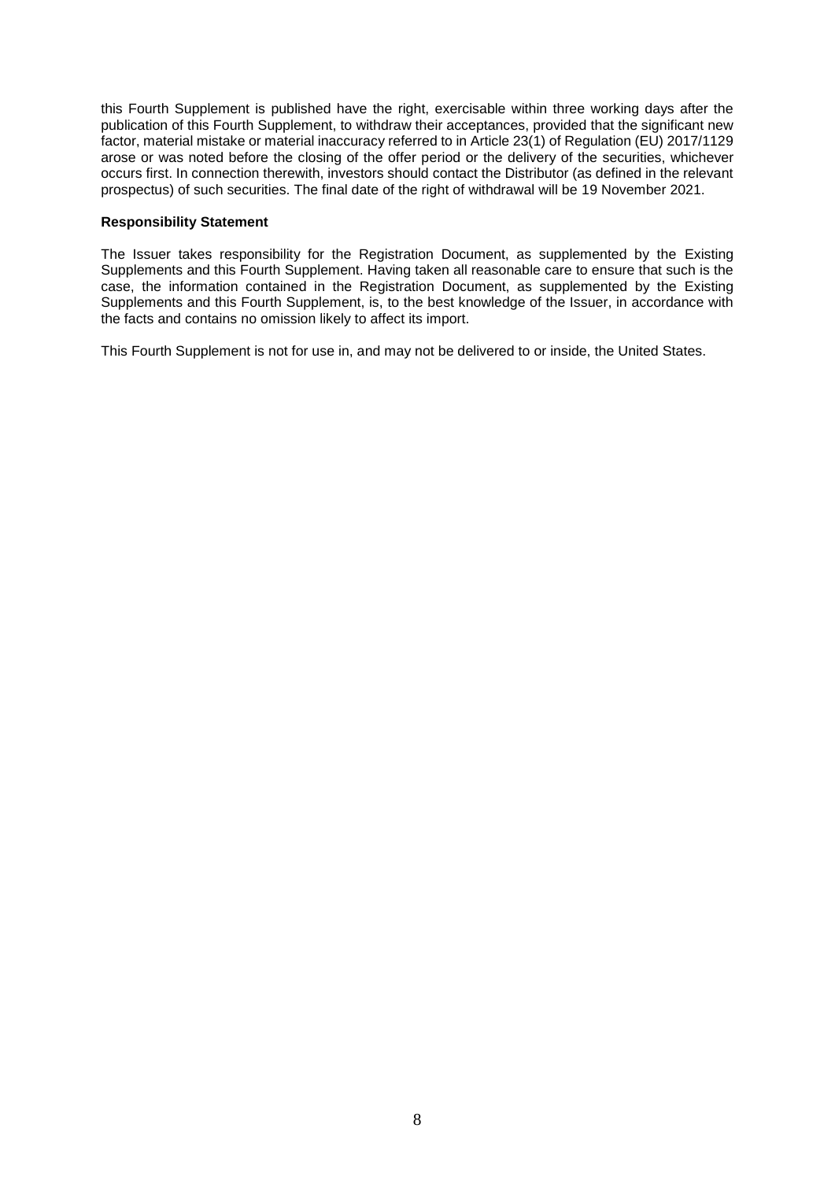this Fourth Supplement is published have the right, exercisable within three working days after the publication of this Fourth Supplement, to withdraw their acceptances, provided that the significant new factor, material mistake or material inaccuracy referred to in Article 23(1) of Regulation (EU) 2017/1129 arose or was noted before the closing of the offer period or the delivery of the securities, whichever occurs first. In connection therewith, investors should contact the Distributor (as defined in the relevant prospectus) of such securities. The final date of the right of withdrawal will be 19 November 2021.

**Responsibility Statement**

The Issuer takes responsibility for the Registration Document, as supplemented by the Existing Supplements and this Fourth Supplement. Having taken all reasonable care to ensure that such is the case, the information contained in the Registration Document, as supplemented by the Existing Supplements and this Fourth Supplement, is, to the best knowledge of the Issuer, in accordance with the facts and contains no omission likely to affect its import.

This Fourth Supplement is not for use in, and may not be delivered to or inside, the United States.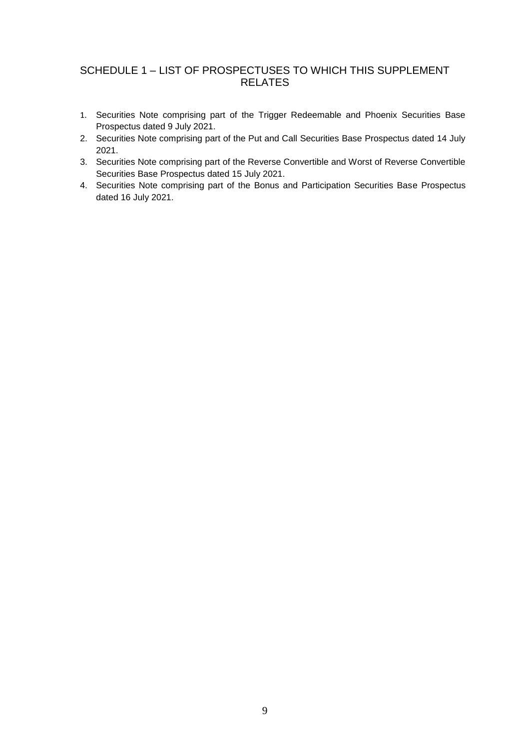## SCHEDULE 1 – LIST OF PROSPECTUSES TO WHICH THIS SUPPLEMENT RELATES

1. Securities Note comprising part of the Trigger Redeemable and Phoenix Securities Base Prospectus dated 9 July 2021.
2. Securities Note comprising part of the Put and Call Securities Base Prospectus dated 14 July 2021.
3. Securities Note comprising part of the Reverse Convertible and Worst of Reverse Convertible Securities Base Prospectus dated 15 July 2021.
4. Securities Note comprising part of the Bonus and Participation Securities Base Prospectus dated 16 July 2021.